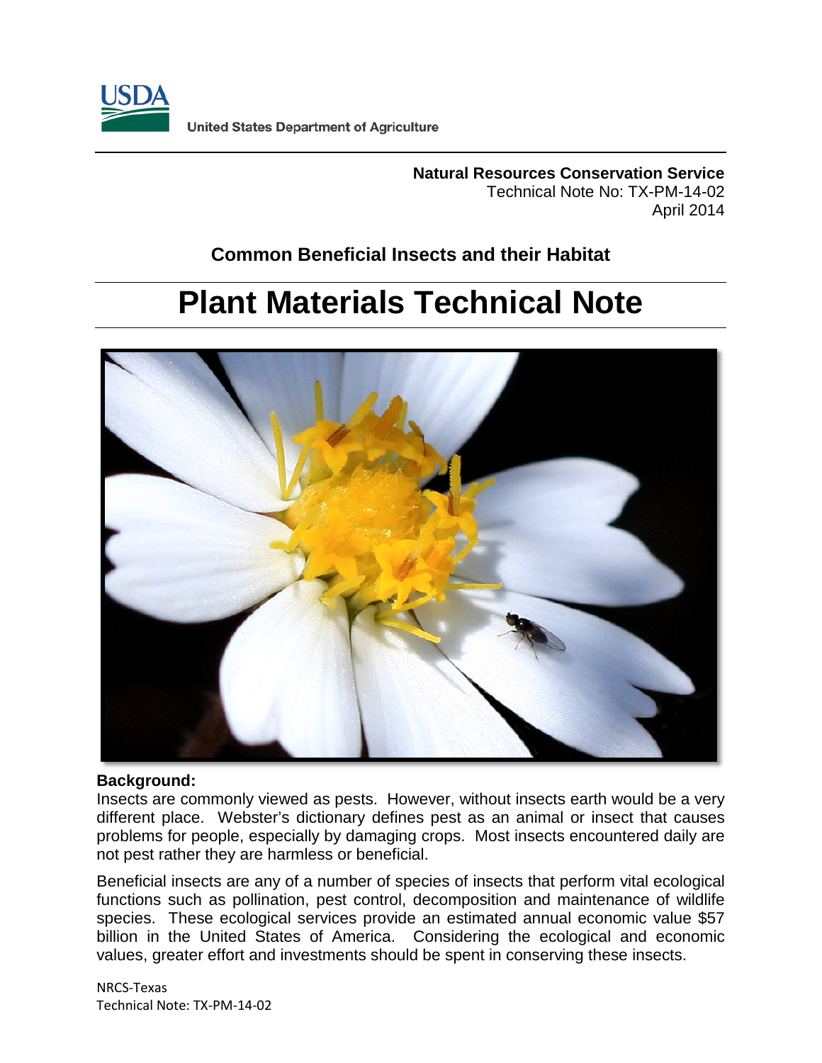United States Department of Agriculture

**Natural Resources Conservation Service**
Technical Note No: TX-PM-14-02
April 2014

**Common Beneficial Insects and their Habitat**

# Plant Materials Technical Note

**Background:**

Insects are commonly viewed as pests. However, without insects earth would be a very different place. Webster's dictionary defines pest as an animal or insect that causes problems for people, especially by damaging crops. Most insects encountered daily are not pest rather they are harmless or beneficial.

Beneficial insects are any of a number of species of insects that perform vital ecological functions such as pollination, pest control, decomposition and maintenance of wildlife species. These ecological services provide an estimated annual economic value $57 billion in the United States of America. Considering the ecological and economic values, greater effort and investments should be spent in conserving these insects.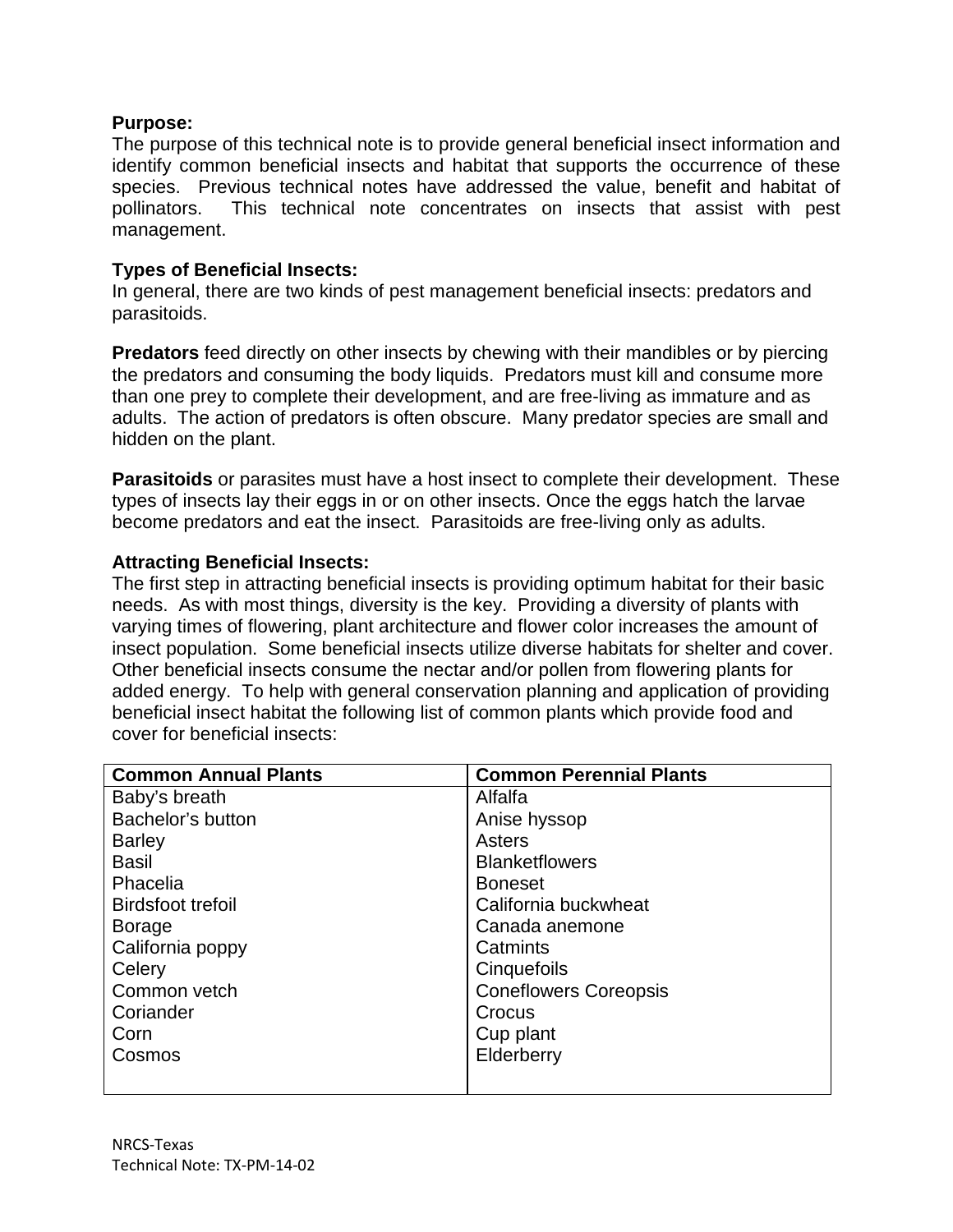**Purpose:**
The purpose of this technical note is to provide general beneficial insect information and identify common beneficial insects and habitat that supports the occurrence of these species. Previous technical notes have addressed the value, benefit and habitat of pollinators. This technical note concentrates on insects that assist with pest management.

**Types of Beneficial Insects:**
In general, there are two kinds of pest management beneficial insects: predators and parasitoids.

**Predators** feed directly on other insects by chewing with their mandibles or by piercing the predators and consuming the body liquids. Predators must kill and consume more than one prey to complete their development, and are free-living as immature and as adults. The action of predators is often obscure. Many predator species are small and hidden on the plant.

**Parasitoids** or parasites must have a host insect to complete their development. These types of insects lay their eggs in or on other insects. Once the eggs hatch the larvae become predators and eat the insect. Parasitoids are free-living only as adults.

**Attracting Beneficial Insects:**
The first step in attracting beneficial insects is providing optimum habitat for their basic needs. As with most things, diversity is the key. Providing a diversity of plants with varying times of flowering, plant architecture and flower color increases the amount of insect population. Some beneficial insects utilize diverse habitats for shelter and cover. Other beneficial insects consume the nectar and/or pollen from flowering plants for added energy. To help with general conservation planning and application of providing beneficial insect habitat the following list of common plants which provide food and cover for beneficial insects:

| Common Annual Plants | Common Perennial Plants |
|---|---|
| Baby's breath | Alfalfa |
| Bachelor's button | Anise hyssop |
| Barley | Asters |
| Basil | Blanketflowers |
| Phacelia | Boneset |
| Birdsfoot trefoil | California buckwheat |
| Borage | Canada anemone |
| California poppy | Catmints |
| Celery | Cinquefoils |
| Common vetch | Coneflowers Coreopsis |
| Coriander | Crocus |
| Corn | Cup plant |
| Cosmos | Elderberry |

NRCS-Texas
Technical Note: TX-PM-14-02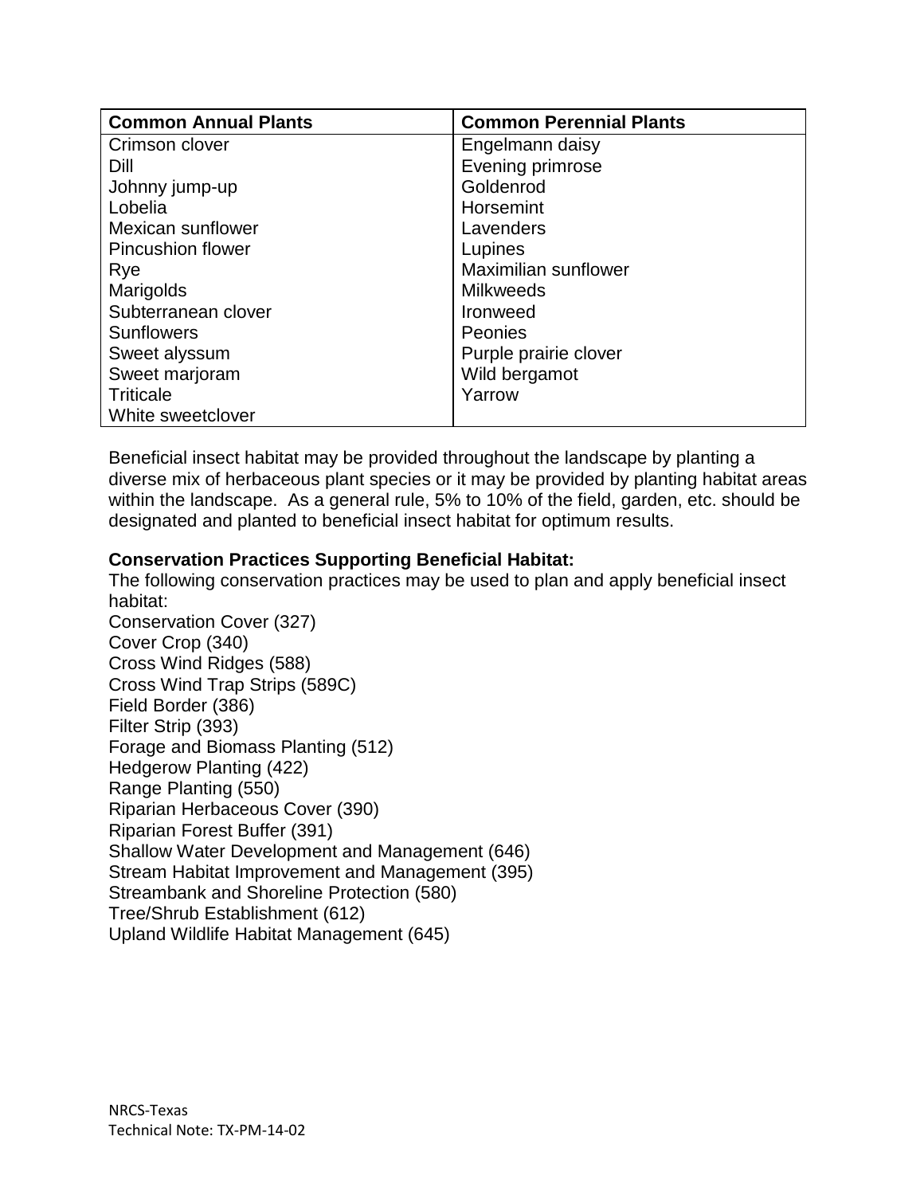| Common Annual Plants | Common Perennial Plants |
|---|---|
| Crimson clover | Engelmann daisy |
| Dill | Evening primrose |
| Johnny jump-up | Goldenrod |
| Lobelia | Horsemint |
| Mexican sunflower | Lavenders |
| Pincushion flower | Lupines |
| Rye | Maximilian sunflower |
| Marigolds | Milkweeds |
| Subterranean clover | Ironweed |
| Sunflowers | Peonies |
| Sweet alyssum | Purple prairie clover |
| Sweet marjoram | Wild bergamot |
| Triticale | Yarrow |
| White sweetclover | |

Beneficial insect habitat may be provided throughout the landscape by planting a diverse mix of herbaceous plant species or it may be provided by planting habitat areas within the landscape. As a general rule, 5% to 10% of the field, garden, etc. should be designated and planted to beneficial insect habitat for optimum results.

**Conservation Practices Supporting Beneficial Habitat:**

The following conservation practices may be used to plan and apply beneficial insect habitat:

Conservation Cover (327)
Cover Crop (340)
Cross Wind Ridges (588)
Cross Wind Trap Strips (589C)
Field Border (386)
Filter Strip (393)
Forage and Biomass Planting (512)
Hedgerow Planting (422)
Range Planting (550)
Riparian Herbaceous Cover (390)
Riparian Forest Buffer (391)
Shallow Water Development and Management (646)
Stream Habitat Improvement and Management (395)
Streambank and Shoreline Protection (580)
Tree/Shrub Establishment (612)
Upland Wildlife Habitat Management (645)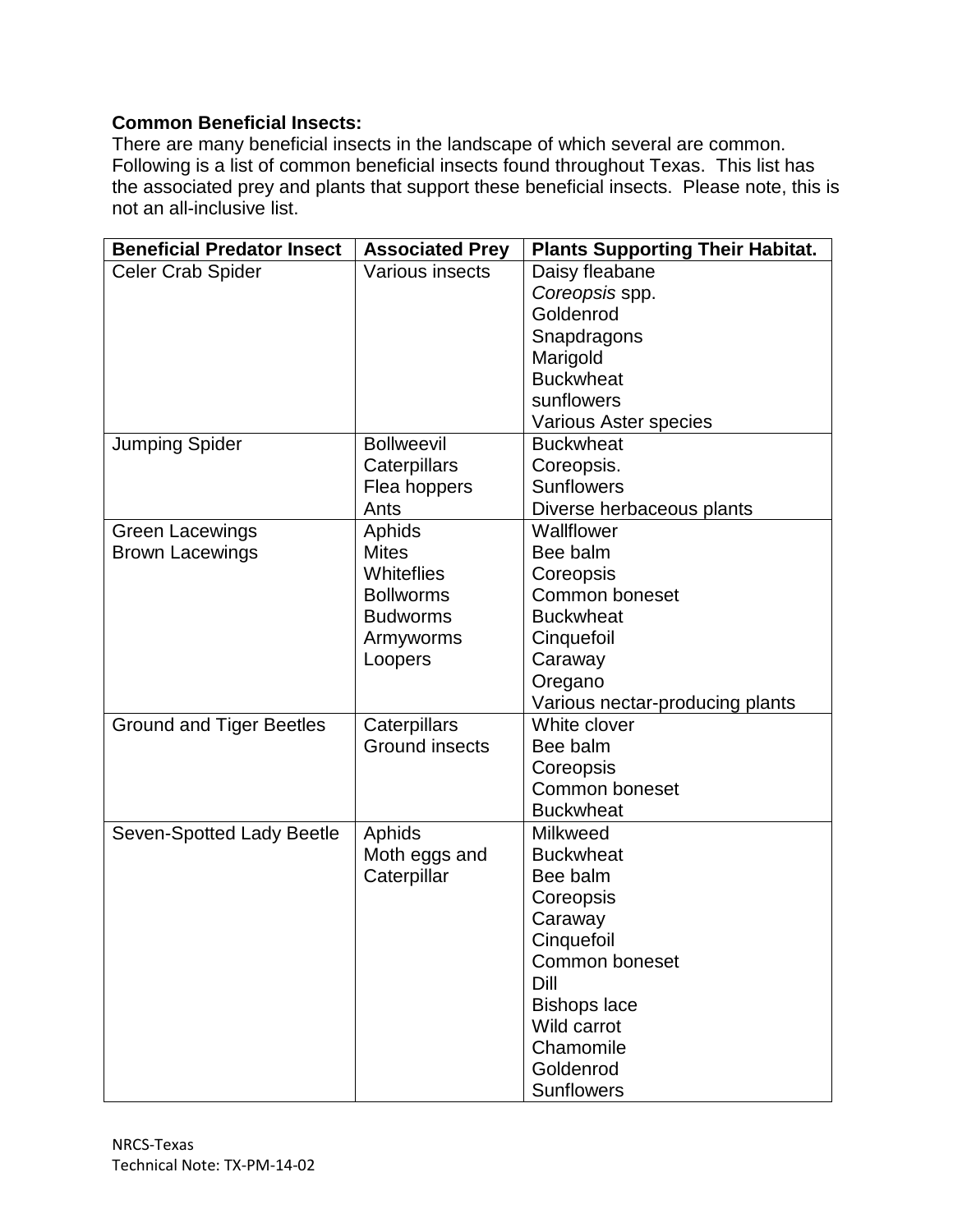**Common Beneficial Insects:**

There are many beneficial insects in the landscape of which several are common. Following is a list of common beneficial insects found throughout Texas. This list has the associated prey and plants that support these beneficial insects. Please note, this is not an all-inclusive list.

| Beneficial Predator Insect | Associated Prey | Plants Supporting Their Habitat. |
|---|---|---|
| Celer Crab Spider | Various insects | Daisy fleabane<br>*Coreopsis* spp.<br>Goldenrod<br>Snapdragons<br>Marigold<br>Buckwheat<br>sunflowers<br>Various Aster species |
| Jumping Spider | Bollweevil<br>Caterpillars<br>Flea hoppers<br>Ants | Buckwheat<br>Coreopsis.<br>Sunflowers<br>Diverse herbaceous plants |
| Green Lacewings<br>Brown Lacewings | Aphids<br>Mites<br>Whiteflies<br>Bollworms<br>Budworms<br>Armyworms<br>Loopers | Wallflower<br>Bee balm<br>Coreopsis<br>Common boneset<br>Buckwheat<br>Cinquefoil<br>Caraway<br>Oregano<br>Various nectar-producing plants |
| Ground and Tiger Beetles | Caterpillars<br>Ground insects | White clover<br>Bee balm<br>Coreopsis<br>Common boneset<br>Buckwheat |
| Seven-Spotted Lady Beetle | Aphids<br>Moth eggs and Caterpillar | Milkweed<br>Buckwheat<br>Bee balm<br>Coreopsis<br>Caraway<br>Cinquefoil<br>Common boneset<br>Dill<br>Bishops lace<br>Wild carrot<br>Chamomile<br>Goldenrod<br>Sunflowers |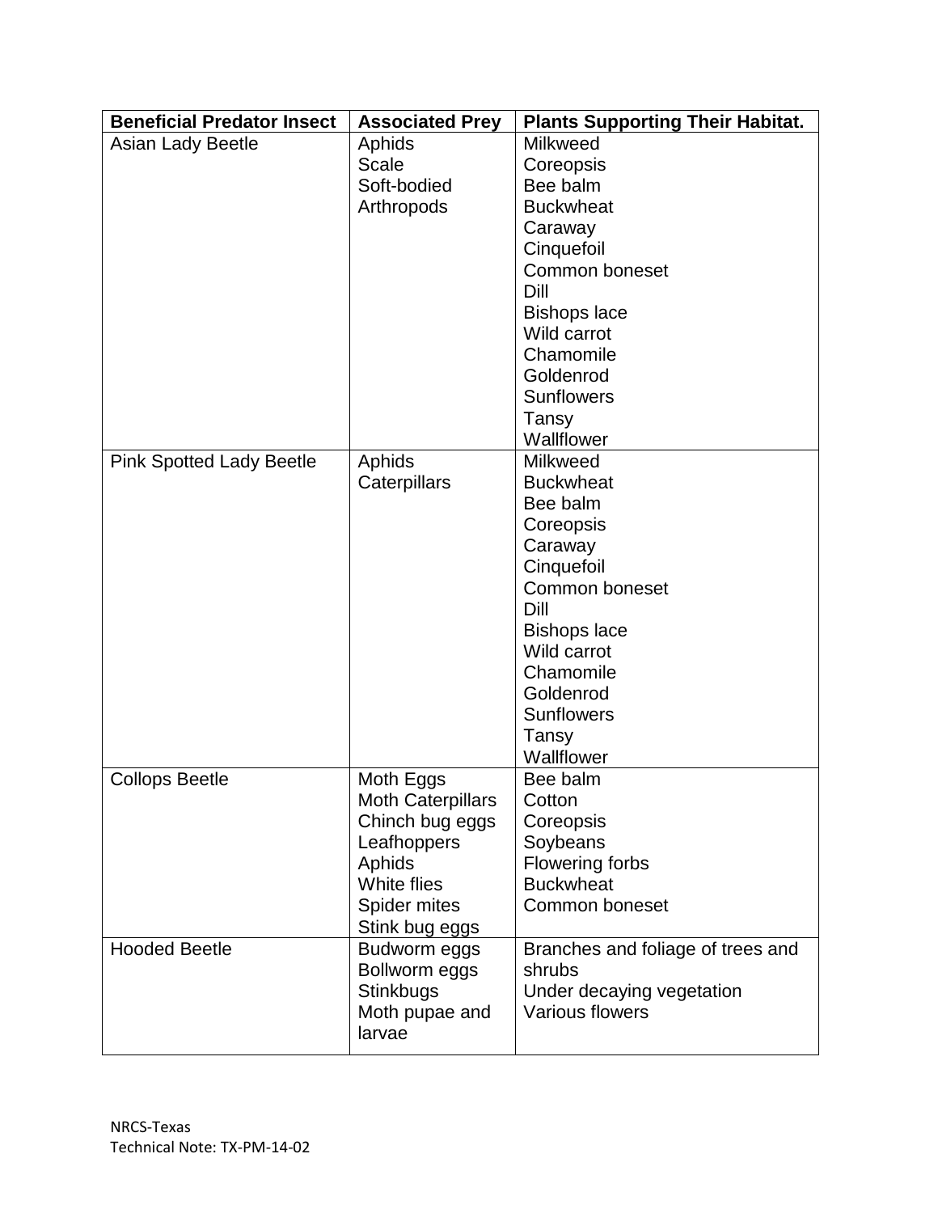| Beneficial Predator Insect | Associated Prey | Plants Supporting Their Habitat. |
|---|---|---|
| Asian Lady Beetle | Aphids<br>Scale<br>Soft-bodied<br>Arthropods | Milkweed<br>Coreopsis<br>Bee balm<br>Buckwheat<br>Caraway<br>Cinquefoil<br>Common boneset<br>Dill<br>Bishops lace<br>Wild carrot<br>Chamomile<br>Goldenrod<br>Sunflowers<br>Tansy<br>Wallflower |
| Pink Spotted Lady Beetle | Aphids<br>Caterpillars | Milkweed<br>Buckwheat<br>Bee balm<br>Coreopsis<br>Caraway<br>Cinquefoil<br>Common boneset<br>Dill<br>Bishops lace<br>Wild carrot<br>Chamomile<br>Goldenrod<br>Sunflowers<br>Tansy<br>Wallflower |
| Collops Beetle | Moth Eggs<br>Moth Caterpillars<br>Chinch bug eggs<br>Leafhoppers<br>Aphids<br>White flies<br>Spider mites<br>Stink bug eggs | Bee balm<br>Cotton<br>Coreopsis<br>Soybeans<br>Flowering forbs<br>Buckwheat<br>Common boneset |
| Hooded Beetle | Budworm eggs<br>Bollworm eggs<br>Stinkbugs<br>Moth pupae and larvae | Branches and foliage of trees and shrubs<br>Under decaying vegetation<br>Various flowers |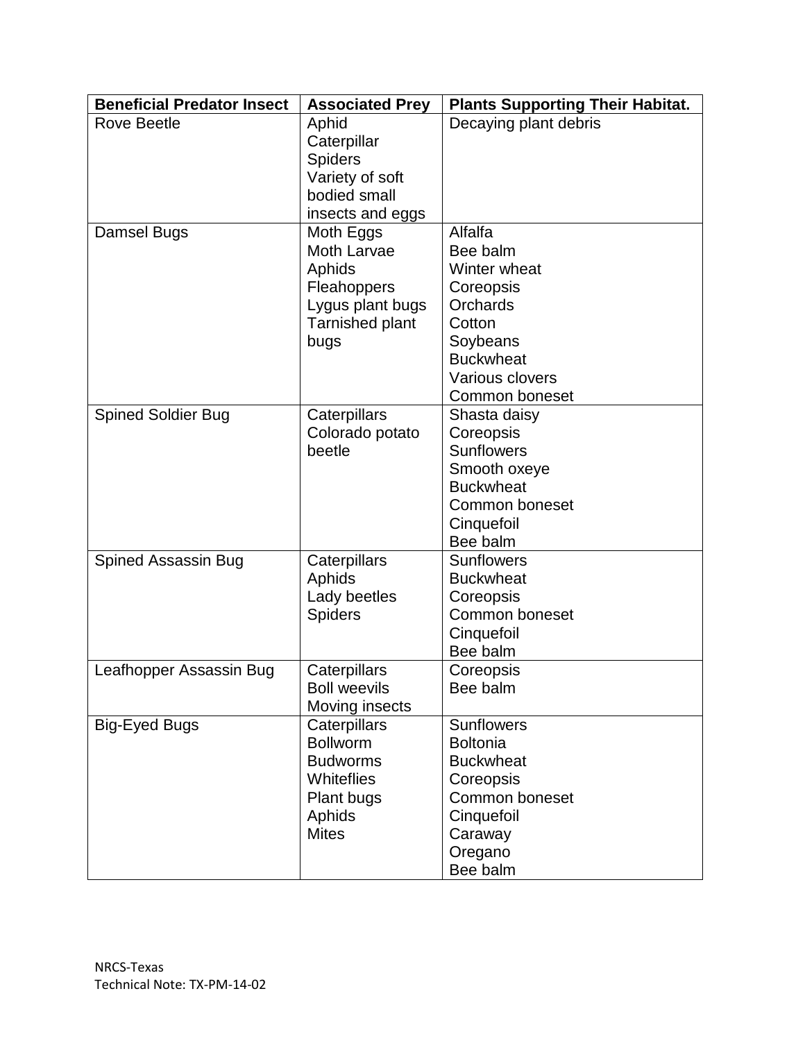| Beneficial Predator Insect | Associated Prey | Plants Supporting Their Habitat. |
|---|---|---|
| Rove Beetle | Aphid<br>Caterpillar<br>Spiders<br>Variety of soft bodied small insects and eggs | Decaying plant debris |
| Damsel Bugs | Moth Eggs<br>Moth Larvae<br>Aphids<br>Fleahoppers<br>Lygus plant bugs<br>Tarnished plant bugs | Alfalfa<br>Bee balm<br>Winter wheat<br>Coreopsis<br>Orchards<br>Cotton<br>Soybeans<br>Buckwheat<br>Various clovers<br>Common boneset |
| Spined Soldier Bug | Caterpillars<br>Colorado potato beetle | Shasta daisy<br>Coreopsis<br>Sunflowers<br>Smooth oxeye<br>Buckwheat<br>Common boneset<br>Cinquefoil<br>Bee balm |
| Spined Assassin Bug | Caterpillars<br>Aphids<br>Lady beetles<br>Spiders | Sunflowers<br>Buckwheat<br>Coreopsis<br>Common boneset<br>Cinquefoil<br>Bee balm |
| Leafhopper Assassin Bug | Caterpillars<br>Boll weevils<br>Moving insects | Coreopsis<br>Bee balm |
| Big-Eyed Bugs | Caterpillars<br>Bollworm<br>Budworms<br>Whiteflies<br>Plant bugs<br>Aphids<br>Mites | Sunflowers<br>Boltonia<br>Buckwheat<br>Coreopsis<br>Common boneset<br>Cinquefoil<br>Caraway<br>Oregano<br>Bee balm |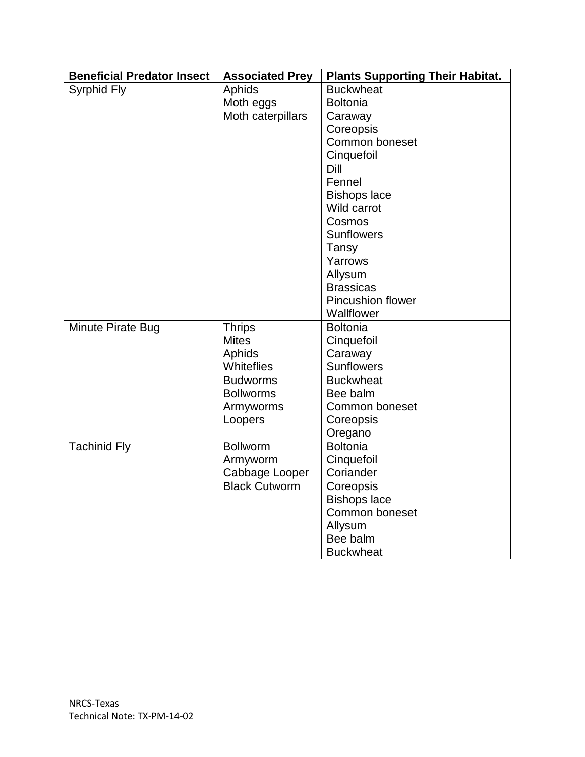| Beneficial Predator Insect | Associated Prey | Plants Supporting Their Habitat. |
|---|---|---|
| Syrphid Fly | Aphids<br>Moth eggs<br>Moth caterpillars | Buckwheat<br>Boltonia<br>Caraway<br>Coreopsis<br>Common boneset<br>Cinquefoil<br>Dill<br>Fennel<br>Bishops lace<br>Wild carrot<br>Cosmos<br>Sunflowers<br>Tansy<br>Yarrows<br>Allysum<br>Brassicas<br>Pincushion flower<br>Wallflower |
| Minute Pirate Bug | Thrips<br>Mites<br>Aphids<br>Whiteflies<br>Budworms<br>Bollworms<br>Armyworms<br>Loopers | Boltonia<br>Cinquefoil<br>Caraway<br>Sunflowers<br>Buckwheat<br>Bee balm<br>Common boneset<br>Coreopsis<br>Oregano |
| Tachinid Fly | Bollworm<br>Armyworm<br>Cabbage Looper<br>Black Cutworm | Boltonia<br>Cinquefoil<br>Coriander<br>Coreopsis<br>Bishops lace<br>Common boneset<br>Allysum<br>Bee balm<br>Buckwheat |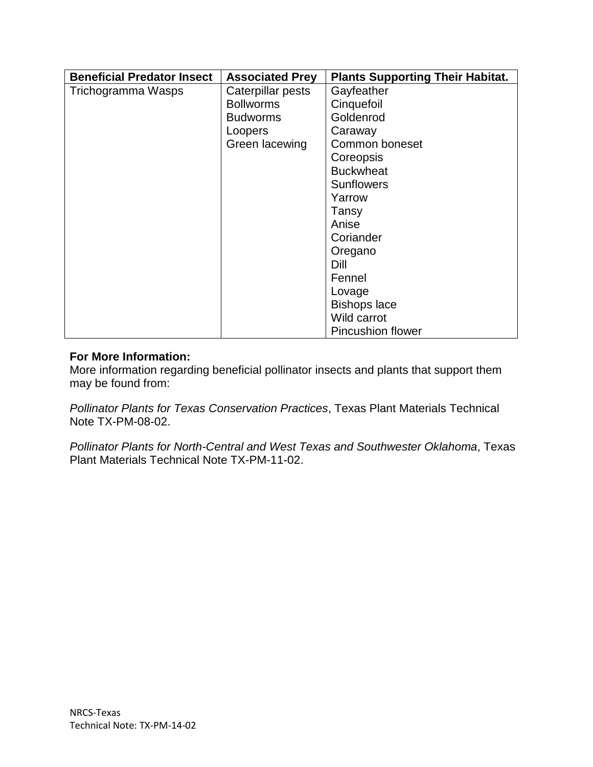| Beneficial Predator Insect | Associated Prey | Plants Supporting Their Habitat. |
|---|---|---|
| Trichogramma Wasps | Caterpillar pests<br>Bollworms<br>Budworms<br>Loopers<br>Green lacewing | Gayfeather<br>Cinquefoil<br>Goldenrod<br>Caraway<br>Common boneset<br>Coreopsis<br>Buckwheat<br>Sunflowers<br>Yarrow<br>Tansy<br>Anise<br>Coriander<br>Oregano<br>Dill<br>Fennel<br>Lovage<br>Bishops lace<br>Wild carrot<br>Pincushion flower |

**For More Information:**
More information regarding beneficial pollinator insects and plants that support them may be found from:

*Pollinator Plants for Texas Conservation Practices*, Texas Plant Materials Technical Note TX-PM-08-02.

*Pollinator Plants for North-Central and West Texas and Southwester Oklahoma*, Texas Plant Materials Technical Note TX-PM-11-02.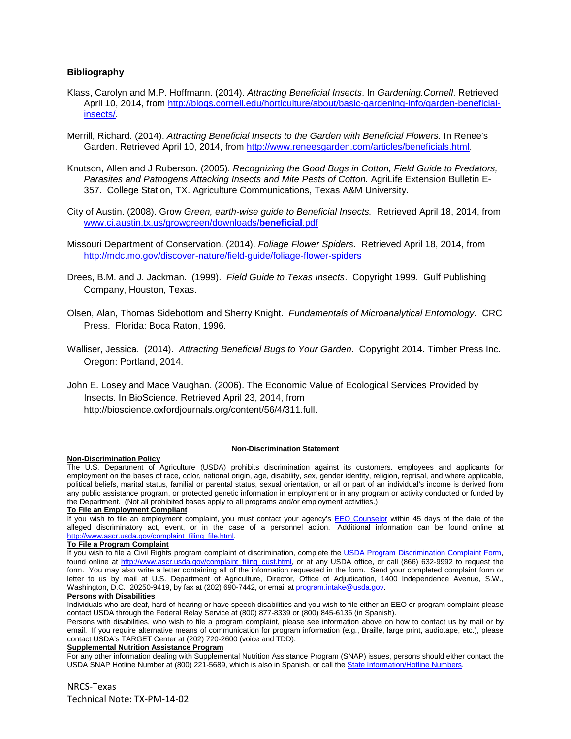## Bibliography

Klass, Carolyn and M.P. Hoffmann. (2014). *Attracting Beneficial Insects*. In *Gardening.Cornell*. Retrieved April 10, 2014, from http://blogs.cornell.edu/horticulture/about/basic-gardening-info/garden-beneficial-insects/.

Merrill, Richard. (2014). *Attracting Beneficial Insects to the Garden with Beneficial Flowers.* In Renee's Garden. Retrieved April 10, 2014, from http://www.reneesgarden.com/articles/beneficials.html.

Knutson, Allen and J Ruberson. (2005). *Recognizing the Good Bugs in Cotton, Field Guide to Predators, Parasites and Pathogens Attacking Insects and Mite Pests of Cotton.* AgriLife Extension Bulletin E-357. College Station, TX. Agriculture Communications, Texas A&M University.

City of Austin. (2008). Grow *Green, earth-wise guide to Beneficial Insects.* Retrieved April 18, 2014, from www.ci.austin.tx.us/growgreen/downloads/**beneficial**.pdf

Missouri Department of Conservation. (2014). *Foliage Flower Spiders*. Retrieved April 18, 2014, from http://mdc.mo.gov/discover-nature/field-guide/foliage-flower-spiders

Drees, B.M. and J. Jackman. (1999). *Field Guide to Texas Insects*. Copyright 1999. Gulf Publishing Company, Houston, Texas.

Olsen, Alan, Thomas Sidebottom and Sherry Knight. *Fundamentals of Microanalytical Entomology.* CRC Press. Florida: Boca Raton, 1996.

Walliser, Jessica. (2014). *Attracting Beneficial Bugs to Your Garden*. Copyright 2014. Timber Press Inc. Oregon: Portland, 2014.

John E. Losey and Mace Vaughan. (2006). The Economic Value of Ecological Services Provided by Insects. In BioScience. Retrieved April 23, 2014, from http://bioscience.oxfordjournals.org/content/56/4/311.full.

**Non-Discrimination Statement**

**Non-Discrimination Policy**

The U.S. Department of Agriculture (USDA) prohibits discrimination against its customers, employees and applicants for employment on the bases of race, color, national origin, age, disability, sex, gender identity, religion, reprisal, and where applicable, political beliefs, marital status, familial or parental status, sexual orientation, or all or part of an individual's income is derived from any public assistance program, or protected genetic information in employment or in any program or activity conducted or funded by the Department. (Not all prohibited bases apply to all programs and/or employment activities.)

**To File an Employment Compliant**

If you wish to file an employment complaint, you must contact your agency's EEO Counselor within 45 days of the date of the alleged discriminatory act, event, or in the case of a personnel action. Additional information can be found online at http://www.ascr.usda.gov/complaint_filing_file.html.

**To File a Program Complaint**

If you wish to file a Civil Rights program complaint of discrimination, complete the USDA Program Discrimination Complaint Form, found online at http://www.ascr.usda.gov/complaint_filing_cust.html, or at any USDA office, or call (866) 632-9992 to request the form. You may also write a letter containing all of the information requested in the form. Send your completed complaint form or letter to us by mail at U.S. Department of Agriculture, Director, Office of Adjudication, 1400 Independence Avenue, S.W., Washington, D.C. 20250-9419, by fax at (202) 690-7442, or email at program.intake@usda.gov.

**Persons with Disabilities**

Individuals who are deaf, hard of hearing or have speech disabilities and you wish to file either an EEO or program complaint please contact USDA through the Federal Relay Service at (800) 877-8339 or (800) 845-6136 (in Spanish).

Persons with disabilities, who wish to file a program complaint, please see information above on how to contact us by mail or by email. If you require alternative means of communication for program information (e.g., Braille, large print, audiotape, etc.), please contact USDA's TARGET Center at (202) 720-2600 (voice and TDD).

**Supplemental Nutrition Assistance Program**

For any other information dealing with Supplemental Nutrition Assistance Program (SNAP) issues, persons should either contact the USDA SNAP Hotline Number at (800) 221-5689, which is also in Spanish, or call the State Information/Hotline Numbers.